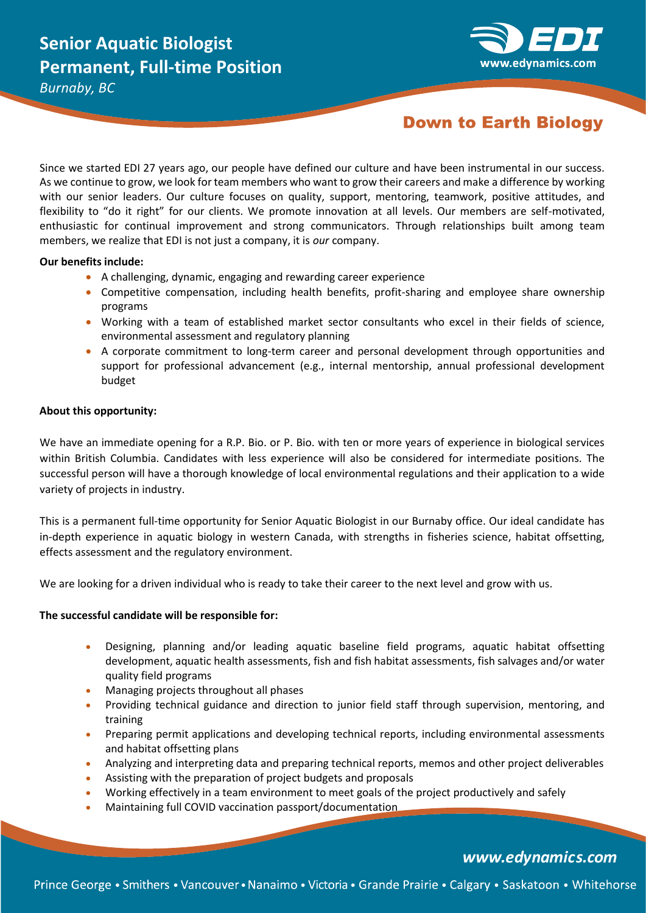# Senior Aquatic Biologist
# Permanent, Full-time Position

*Burnaby, BC*

## Down to Earth Biology

Since we started EDI 27 years ago, our people have defined our culture and have been instrumental in our success. As we continue to grow, we look for team members who want to grow their careers and make a difference by working with our senior leaders. Our culture focuses on quality, support, mentoring, teamwork, positive attitudes, and flexibility to "do it right" for our clients. We promote innovation at all levels. Our members are self-motivated, enthusiastic for continual improvement and strong communicators. Through relationships built among team members, we realize that EDI is not just a company, it is *our* company.

**Our benefits include:**

- A challenging, dynamic, engaging and rewarding career experience
- Competitive compensation, including health benefits, profit-sharing and employee share ownership programs
- Working with a team of established market sector consultants who excel in their fields of science, environmental assessment and regulatory planning
- A corporate commitment to long-term career and personal development through opportunities and support for professional advancement (e.g., internal mentorship, annual professional development budget

**About this opportunity:**

We have an immediate opening for a R.P. Bio. or P. Bio. with ten or more years of experience in biological services within British Columbia. Candidates with less experience will also be considered for intermediate positions. The successful person will have a thorough knowledge of local environmental regulations and their application to a wide variety of projects in industry.

This is a permanent full-time opportunity for Senior Aquatic Biologist in our Burnaby office. Our ideal candidate has in-depth experience in aquatic biology in western Canada, with strengths in fisheries science, habitat offsetting, effects assessment and the regulatory environment.

We are looking for a driven individual who is ready to take their career to the next level and grow with us.

**The successful candidate will be responsible for:**

- Designing, planning and/or leading aquatic baseline field programs, aquatic habitat offsetting development, aquatic health assessments, fish and fish habitat assessments, fish salvages and/or water quality field programs
- Managing projects throughout all phases
- Providing technical guidance and direction to junior field staff through supervision, mentoring, and training
- Preparing permit applications and developing technical reports, including environmental assessments and habitat offsetting plans
- Analyzing and interpreting data and preparing technical reports, memos and other project deliverables
- Assisting with the preparation of project budgets and proposals
- Working effectively in a team environment to meet goals of the project productively and safely
- Maintaining full COVID vaccination passport/documentation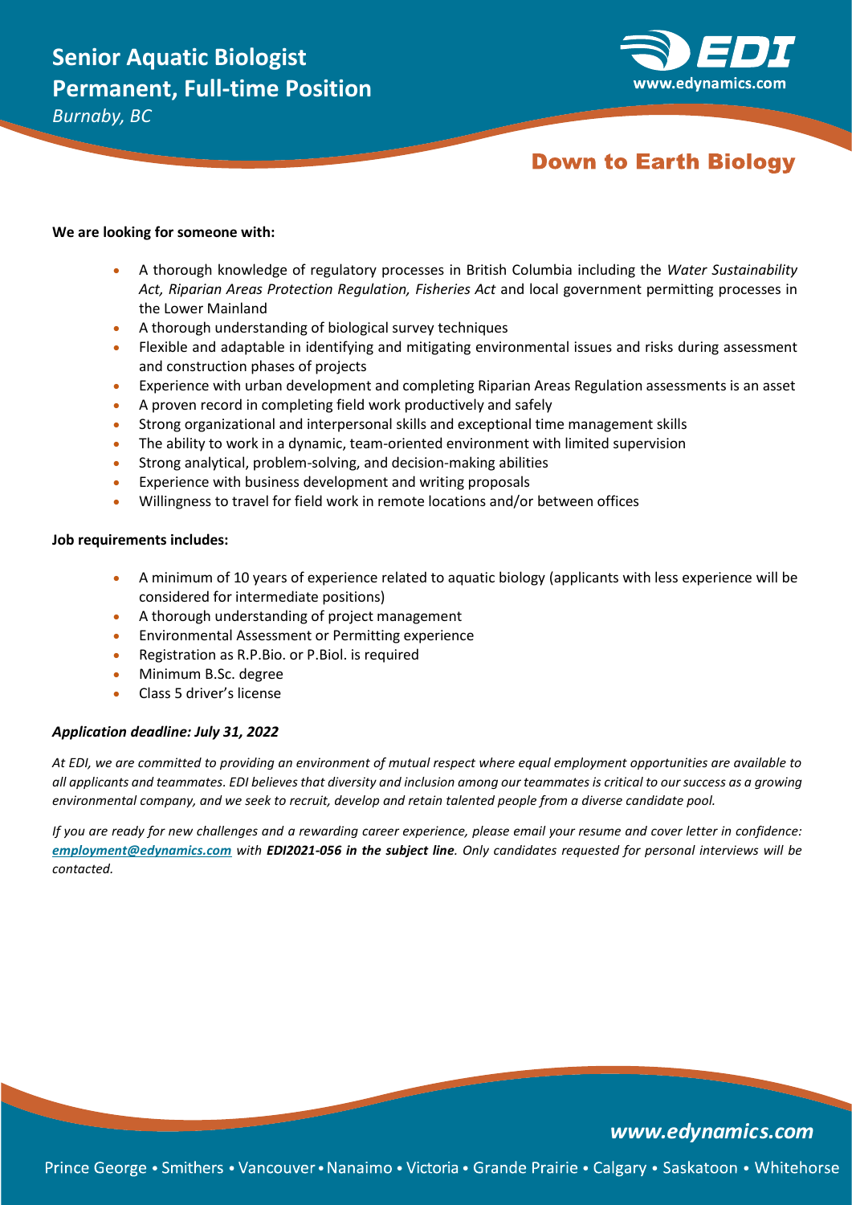# Senior Aquatic Biologist
# Permanent, Full-time Position

*Burnaby, BC*

www.edynamics.com

## Down to Earth Biology

**We are looking for someone with:**

- A thorough knowledge of regulatory processes in British Columbia including the *Water Sustainability Act, Riparian Areas Protection Regulation, Fisheries Act* and local government permitting processes in the Lower Mainland
- A thorough understanding of biological survey techniques
- Flexible and adaptable in identifying and mitigating environmental issues and risks during assessment and construction phases of projects
- Experience with urban development and completing Riparian Areas Regulation assessments is an asset
- A proven record in completing field work productively and safely
- Strong organizational and interpersonal skills and exceptional time management skills
- The ability to work in a dynamic, team-oriented environment with limited supervision
- Strong analytical, problem-solving, and decision-making abilities
- Experience with business development and writing proposals
- Willingness to travel for field work in remote locations and/or between offices

**Job requirements includes:**

- A minimum of 10 years of experience related to aquatic biology (applicants with less experience will be considered for intermediate positions)
- A thorough understanding of project management
- Environmental Assessment or Permitting experience
- Registration as R.P.Bio. or P.Biol. is required
- Minimum B.Sc. degree
- Class 5 driver's license

***Application deadline: July 31, 2022***

*At EDI, we are committed to providing an environment of mutual respect where equal employment opportunities are available to all applicants and teammates. EDI believes that diversity and inclusion among our teammates is critical to our success as a growing environmental company, and we seek to recruit, develop and retain talented people from a diverse candidate pool.*

*If you are ready for new challenges and a rewarding career experience, please email your resume and cover letter in confidence: **employment@edynamics.com** with **EDI2021-056 in the subject line**. Only candidates requested for personal interviews will be contacted.*

*www.edynamics.com*

Prince George • Smithers • Vancouver • Nanaimo • Victoria • Grande Prairie • Calgary • Saskatoon • Whitehorse